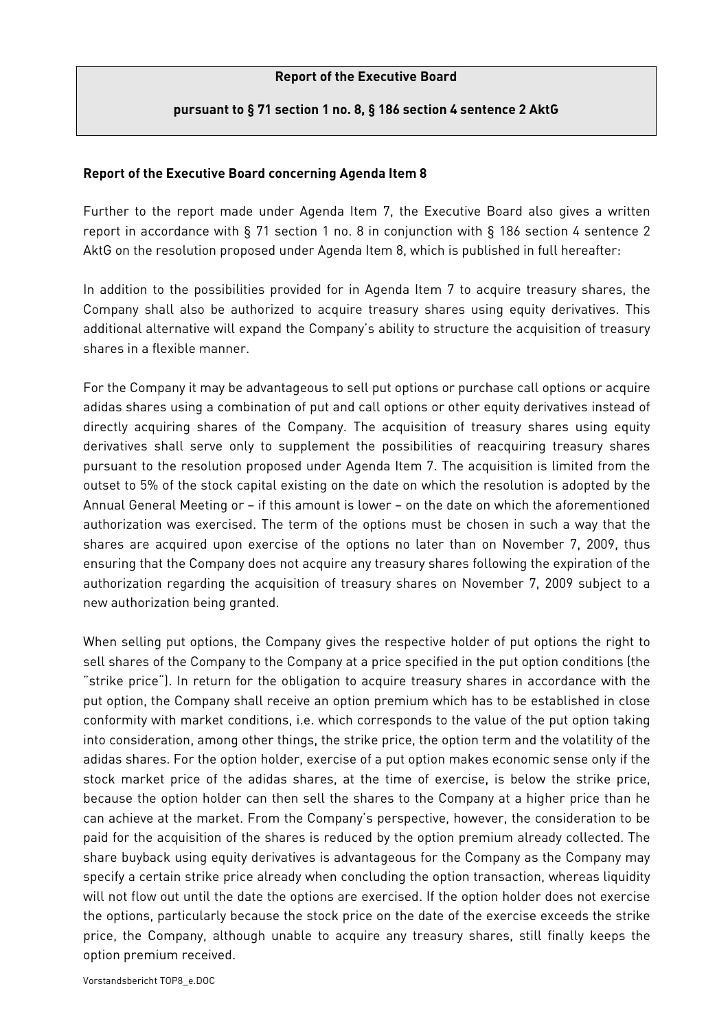**Report of the Executive Board**

**pursuant to § 71 section 1 no. 8, § 186 section 4 sentence 2 AktG**

**Report of the Executive Board concerning Agenda Item 8**

Further to the report made under Agenda Item 7, the Executive Board also gives a written report in accordance with § 71 section 1 no. 8 in conjunction with § 186 section 4 sentence 2 AktG on the resolution proposed under Agenda Item 8, which is published in full hereafter:

In addition to the possibilities provided for in Agenda Item 7 to acquire treasury shares, the Company shall also be authorized to acquire treasury shares using equity derivatives. This additional alternative will expand the Company's ability to structure the acquisition of treasury shares in a flexible manner.

For the Company it may be advantageous to sell put options or purchase call options or acquire adidas shares using a combination of put and call options or other equity derivatives instead of directly acquiring shares of the Company. The acquisition of treasury shares using equity derivatives shall serve only to supplement the possibilities of reacquiring treasury shares pursuant to the resolution proposed under Agenda Item 7. The acquisition is limited from the outset to 5% of the stock capital existing on the date on which the resolution is adopted by the Annual General Meeting or – if this amount is lower – on the date on which the aforementioned authorization was exercised. The term of the options must be chosen in such a way that the shares are acquired upon exercise of the options no later than on November 7, 2009, thus ensuring that the Company does not acquire any treasury shares following the expiration of the authorization regarding the acquisition of treasury shares on November 7, 2009 subject to a new authorization being granted.

When selling put options, the Company gives the respective holder of put options the right to sell shares of the Company to the Company at a price specified in the put option conditions (the "strike price"). In return for the obligation to acquire treasury shares in accordance with the put option, the Company shall receive an option premium which has to be established in close conformity with market conditions, i.e. which corresponds to the value of the put option taking into consideration, among other things, the strike price, the option term and the volatility of the adidas shares. For the option holder, exercise of a put option makes economic sense only if the stock market price of the adidas shares, at the time of exercise, is below the strike price, because the option holder can then sell the shares to the Company at a higher price than he can achieve at the market. From the Company's perspective, however, the consideration to be paid for the acquisition of the shares is reduced by the option premium already collected. The share buyback using equity derivatives is advantageous for the Company as the Company may specify a certain strike price already when concluding the option transaction, whereas liquidity will not flow out until the date the options are exercised. If the option holder does not exercise the options, particularly because the stock price on the date of the exercise exceeds the strike price, the Company, although unable to acquire any treasury shares, still finally keeps the option premium received.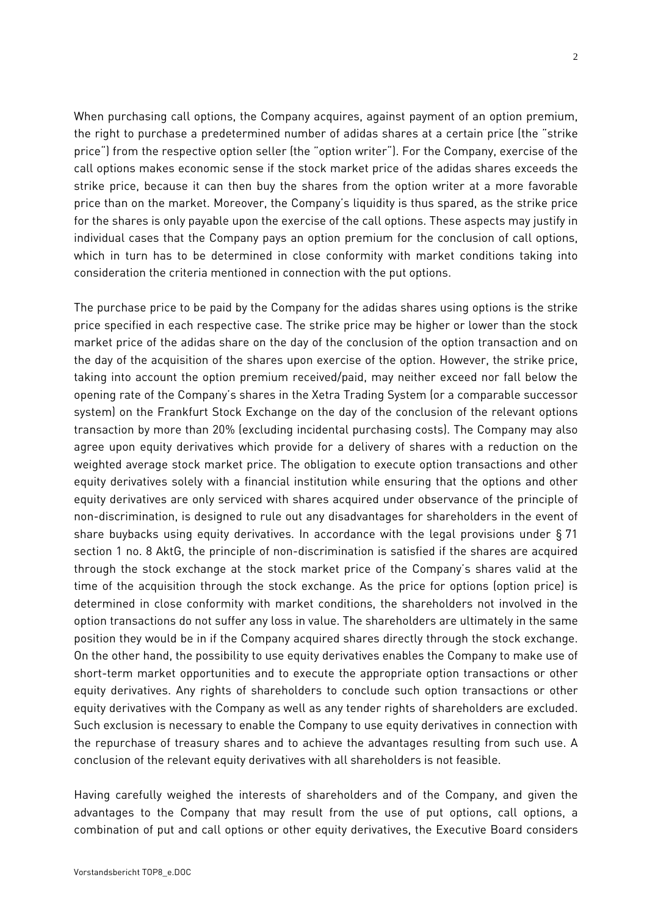When purchasing call options, the Company acquires, against payment of an option premium, the right to purchase a predetermined number of adidas shares at a certain price (the "strike price") from the respective option seller (the "option writer"). For the Company, exercise of the call options makes economic sense if the stock market price of the adidas shares exceeds the strike price, because it can then buy the shares from the option writer at a more favorable price than on the market. Moreover, the Company's liquidity is thus spared, as the strike price for the shares is only payable upon the exercise of the call options. These aspects may justify in individual cases that the Company pays an option premium for the conclusion of call options, which in turn has to be determined in close conformity with market conditions taking into consideration the criteria mentioned in connection with the put options.

The purchase price to be paid by the Company for the adidas shares using options is the strike price specified in each respective case. The strike price may be higher or lower than the stock market price of the adidas share on the day of the conclusion of the option transaction and on the day of the acquisition of the shares upon exercise of the option. However, the strike price, taking into account the option premium received/paid, may neither exceed nor fall below the opening rate of the Company's shares in the Xetra Trading System (or a comparable successor system) on the Frankfurt Stock Exchange on the day of the conclusion of the relevant options transaction by more than 20% (excluding incidental purchasing costs). The Company may also agree upon equity derivatives which provide for a delivery of shares with a reduction on the weighted average stock market price. The obligation to execute option transactions and other equity derivatives solely with a financial institution while ensuring that the options and other equity derivatives are only serviced with shares acquired under observance of the principle of non-discrimination, is designed to rule out any disadvantages for shareholders in the event of share buybacks using equity derivatives. In accordance with the legal provisions under § 71 section 1 no. 8 AktG, the principle of non-discrimination is satisfied if the shares are acquired through the stock exchange at the stock market price of the Company's shares valid at the time of the acquisition through the stock exchange. As the price for options (option price) is determined in close conformity with market conditions, the shareholders not involved in the option transactions do not suffer any loss in value. The shareholders are ultimately in the same position they would be in if the Company acquired shares directly through the stock exchange. On the other hand, the possibility to use equity derivatives enables the Company to make use of short-term market opportunities and to execute the appropriate option transactions or other equity derivatives. Any rights of shareholders to conclude such option transactions or other equity derivatives with the Company as well as any tender rights of shareholders are excluded. Such exclusion is necessary to enable the Company to use equity derivatives in connection with the repurchase of treasury shares and to achieve the advantages resulting from such use. A conclusion of the relevant equity derivatives with all shareholders is not feasible.

Having carefully weighed the interests of shareholders and of the Company, and given the advantages to the Company that may result from the use of put options, call options, a combination of put and call options or other equity derivatives, the Executive Board considers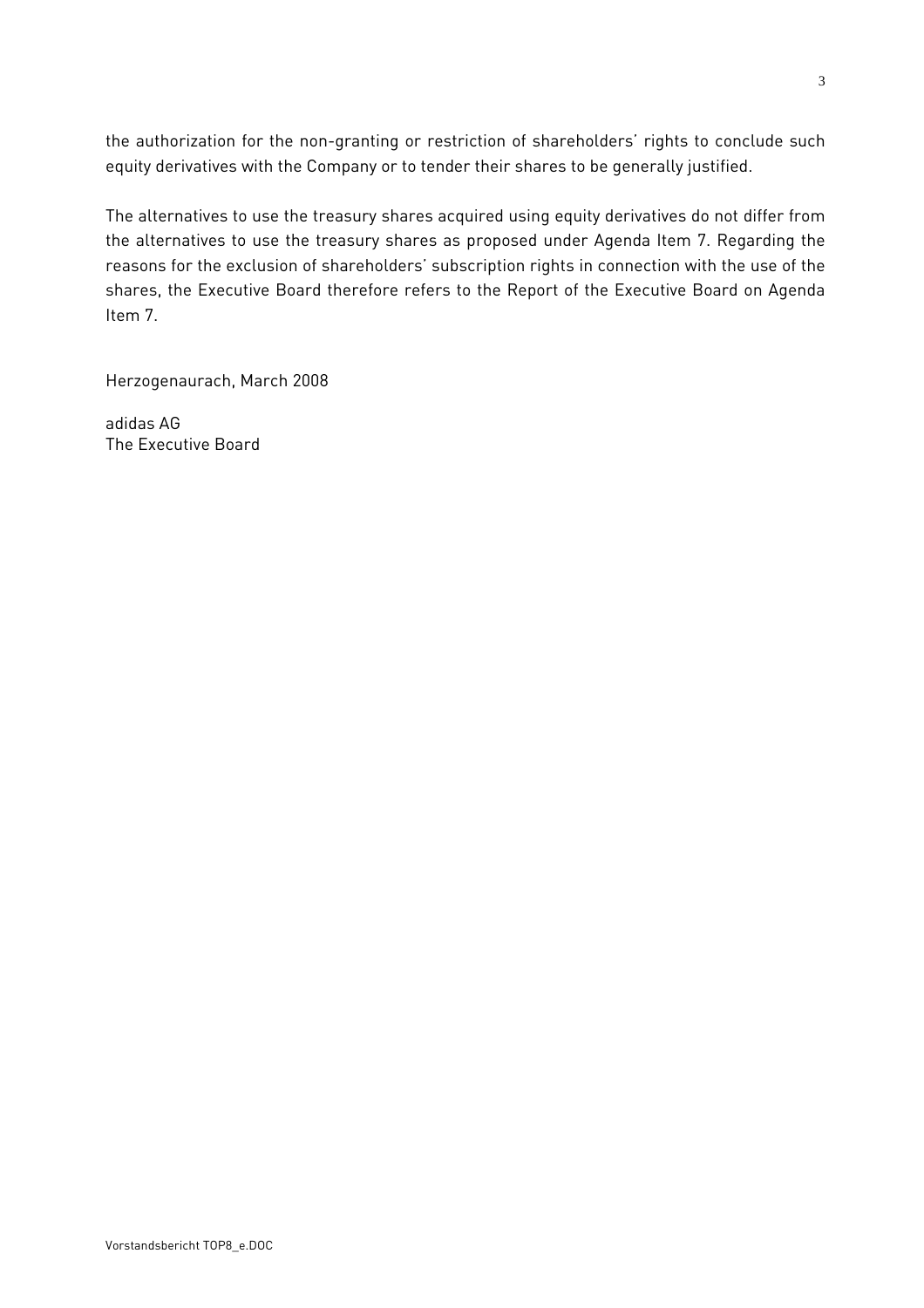the authorization for the non-granting or restriction of shareholders' rights to conclude such equity derivatives with the Company or to tender their shares to be generally justified.

The alternatives to use the treasury shares acquired using equity derivatives do not differ from the alternatives to use the treasury shares as proposed under Agenda Item 7. Regarding the reasons for the exclusion of shareholders' subscription rights in connection with the use of the shares, the Executive Board therefore refers to the Report of the Executive Board on Agenda Item 7.

Herzogenaurach, March 2008

adidas AG
The Executive Board